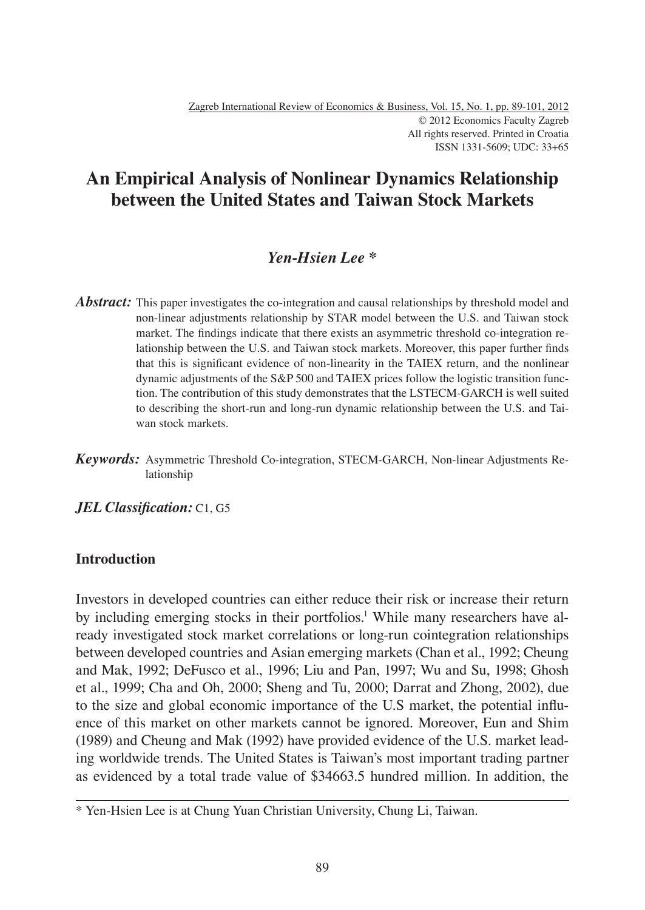# An Empirical Analysis of Nonlinear Dynamics Relationship between the United States and Taiwan Stock Markets

***Yen-Hsien Lee \****

***Abstract:*** This paper investigates the co-integration and causal relationships by threshold model and non-linear adjustments relationship by STAR model between the U.S. and Taiwan stock market. The findings indicate that there exists an asymmetric threshold co-integration relationship between the U.S. and Taiwan stock markets. Moreover, this paper further finds that this is significant evidence of non-linearity in the TAIEX return, and the nonlinear dynamic adjustments of the S&P 500 and TAIEX prices follow the logistic transition function. The contribution of this study demonstrates that the LSTECM-GARCH is well suited to describing the short-run and long-run dynamic relationship between the U.S. and Taiwan stock markets.

***Keywords:*** Asymmetric Threshold Co-integration, STECM-GARCH, Non-linear Adjustments Relationship

***JEL Classification:*** C1, G5

## Introduction

Investors in developed countries can either reduce their risk or increase their return by including emerging stocks in their portfolios.[1] While many researchers have already investigated stock market correlations or long-run cointegration relationships between developed countries and Asian emerging markets (Chan et al., 1992; Cheung and Mak, 1992; DeFusco et al., 1996; Liu and Pan, 1997; Wu and Su, 1998; Ghosh et al., 1999; Cha and Oh, 2000; Sheng and Tu, 2000; Darrat and Zhong, 2002), due to the size and global economic importance of the U.S market, the potential influence of this market on other markets cannot be ignored. Moreover, Eun and Shim (1989) and Cheung and Mak (1992) have provided evidence of the U.S. market leading worldwide trends. The United States is Taiwan's most important trading partner as evidenced by a total trade value of $34663.5 hundred million. In addition, the

---

\* Yen-Hsien Lee is at Chung Yuan Christian University, Chung Li, Taiwan.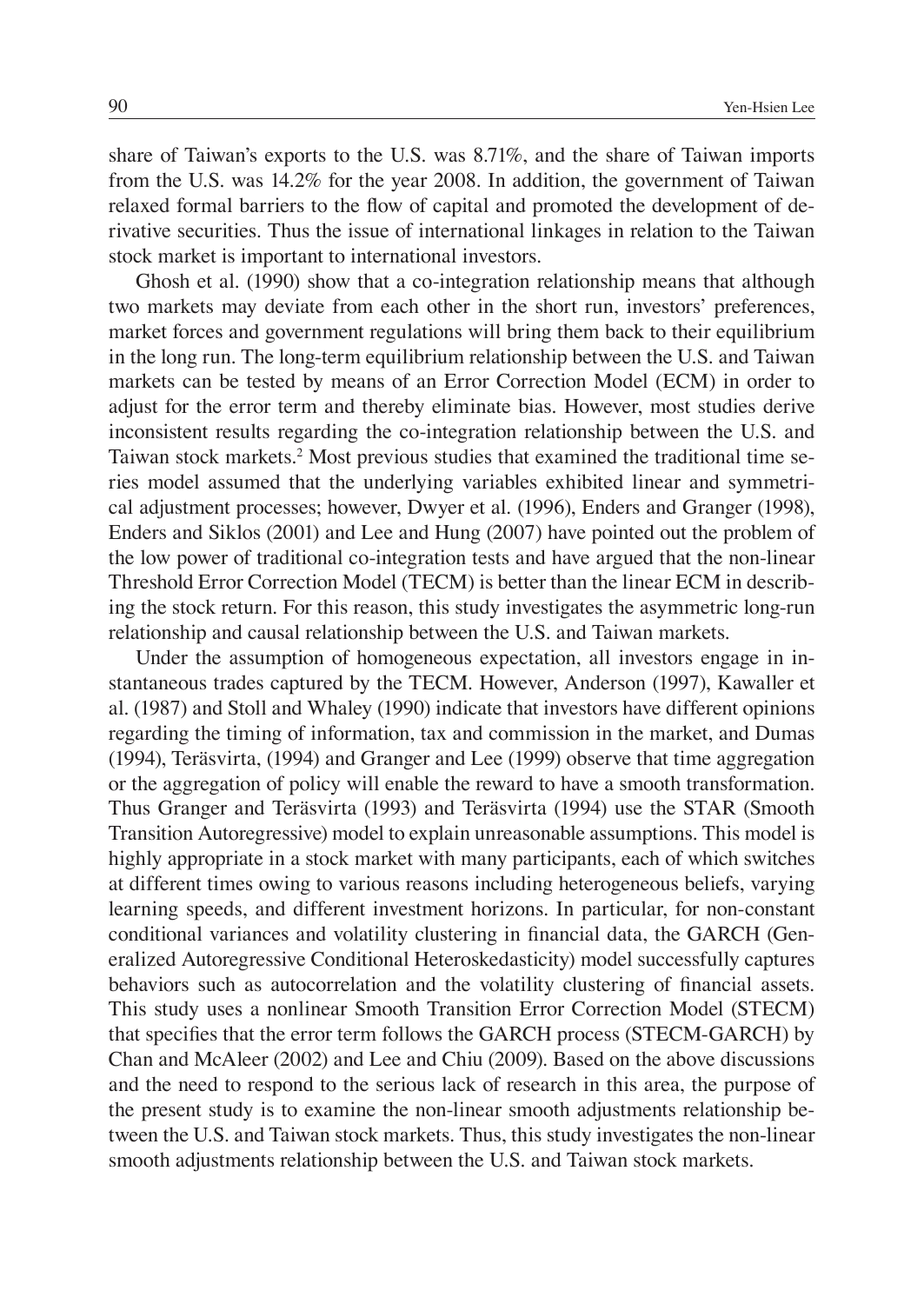share of Taiwan's exports to the U.S. was 8.71%, and the share of Taiwan imports from the U.S. was 14.2% for the year 2008. In addition, the government of Taiwan relaxed formal barriers to the flow of capital and promoted the development of derivative securities. Thus the issue of international linkages in relation to the Taiwan stock market is important to international investors.

Ghosh et al. (1990) show that a co-integration relationship means that although two markets may deviate from each other in the short run, investors' preferences, market forces and government regulations will bring them back to their equilibrium in the long run. The long-term equilibrium relationship between the U.S. and Taiwan markets can be tested by means of an Error Correction Model (ECM) in order to adjust for the error term and thereby eliminate bias. However, most studies derive inconsistent results regarding the co-integration relationship between the U.S. and Taiwan stock markets.[2] Most previous studies that examined the traditional time series model assumed that the underlying variables exhibited linear and symmetrical adjustment processes; however, Dwyer et al. (1996), Enders and Granger (1998), Enders and Siklos (2001) and Lee and Hung (2007) have pointed out the problem of the low power of traditional co-integration tests and have argued that the non-linear Threshold Error Correction Model (TECM) is better than the linear ECM in describing the stock return. For this reason, this study investigates the asymmetric long-run relationship and causal relationship between the U.S. and Taiwan markets.

Under the assumption of homogeneous expectation, all investors engage in instantaneous trades captured by the TECM. However, Anderson (1997), Kawaller et al. (1987) and Stoll and Whaley (1990) indicate that investors have different opinions regarding the timing of information, tax and commission in the market, and Dumas (1994), Teräsvirta, (1994) and Granger and Lee (1999) observe that time aggregation or the aggregation of policy will enable the reward to have a smooth transformation. Thus Granger and Teräsvirta (1993) and Teräsvirta (1994) use the STAR (Smooth Transition Autoregressive) model to explain unreasonable assumptions. This model is highly appropriate in a stock market with many participants, each of which switches at different times owing to various reasons including heterogeneous beliefs, varying learning speeds, and different investment horizons. In particular, for non-constant conditional variances and volatility clustering in financial data, the GARCH (Generalized Autoregressive Conditional Heteroskedasticity) model successfully captures behaviors such as autocorrelation and the volatility clustering of financial assets. This study uses a nonlinear Smooth Transition Error Correction Model (STECM) that specifies that the error term follows the GARCH process (STECM-GARCH) by Chan and McAleer (2002) and Lee and Chiu (2009). Based on the above discussions and the need to respond to the serious lack of research in this area, the purpose of the present study is to examine the non-linear smooth adjustments relationship between the U.S. and Taiwan stock markets. Thus, this study investigates the non-linear smooth adjustments relationship between the U.S. and Taiwan stock markets.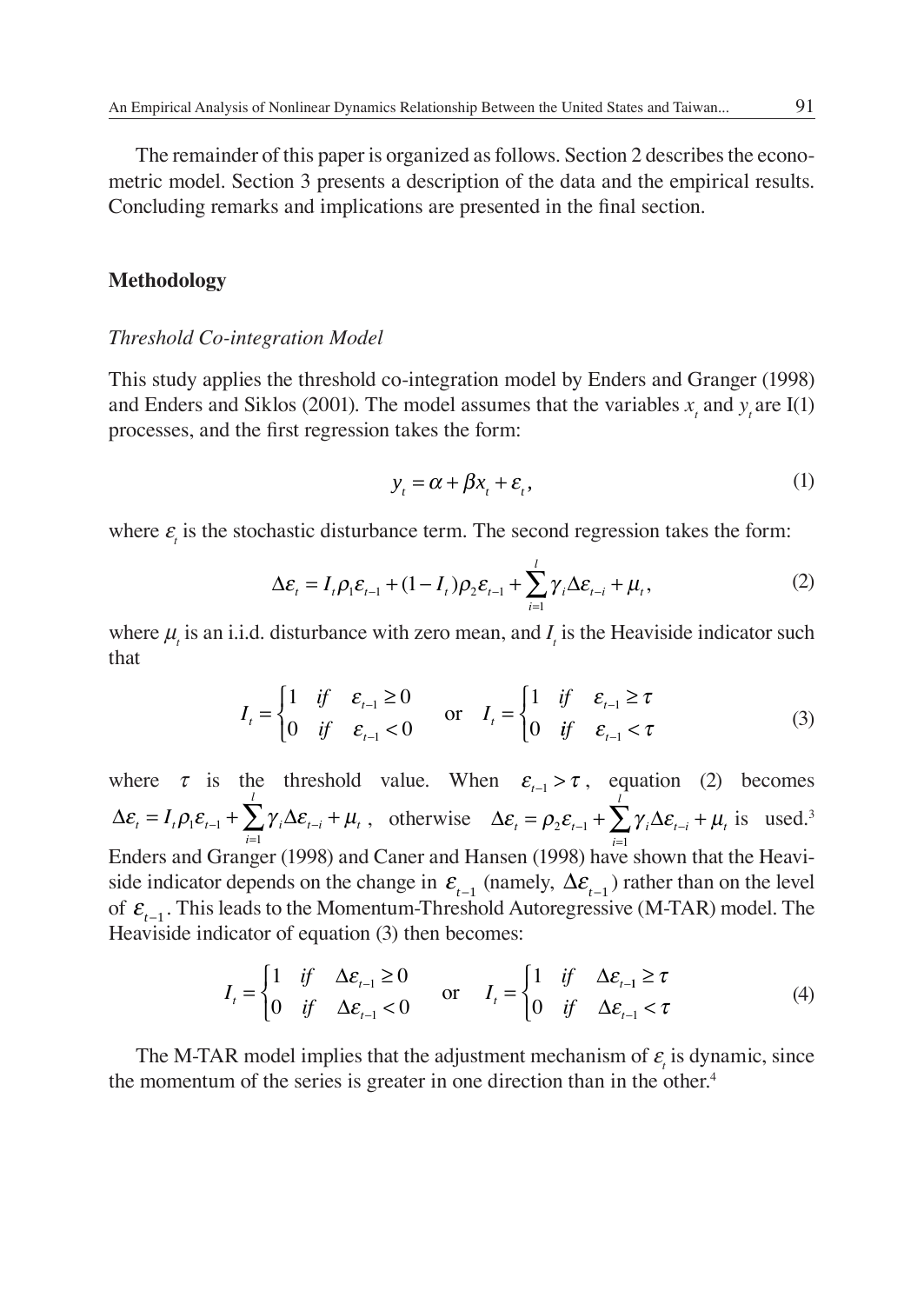The remainder of this paper is organized as follows. Section 2 describes the econometric model. Section 3 presents a description of the data and the empirical results. Concluding remarks and implications are presented in the final section.

## Methodology

### *Threshold Co-integration Model*

This study applies the threshold co-integration model by Enders and Granger (1998) and Enders and Siklos (2001). The model assumes that the variables $x_t$ and $y_t$ are I(1) processes, and the first regression takes the form:

$$y_t = \alpha + \beta x_t + \varepsilon_t, \tag{1}$$

where $\varepsilon_t$ is the stochastic disturbance term. The second regression takes the form:

$$\Delta\varepsilon_t = I_t \rho_1 \varepsilon_{t-1} + (1 - I_t)\rho_2 \varepsilon_{t-1} + \sum_{i=1}^{l} \gamma_i \Delta\varepsilon_{t-i} + \mu_t, \tag{2}$$

where $\mu_t$ is an i.i.d. disturbance with zero mean, and $I_t$ is the Heaviside indicator such that

$$I_t = \begin{cases} 1 & if \quad \varepsilon_{t-1} \geq 0 \\ 0 & if \quad \varepsilon_{t-1} < 0 \end{cases} \quad \text{or} \quad I_t = \begin{cases} 1 & if \quad \varepsilon_{t-1} \geq \tau \\ 0 & if \quad \varepsilon_{t-1} < \tau \end{cases} \tag{3}$$

where $\tau$ is the threshold value. When $\varepsilon_{t-1} > \tau$, equation (2) becomes $\Delta\varepsilon_t = I_t \rho_1 \varepsilon_{t-1} + \sum_{i=1}^{l} \gamma_i \Delta\varepsilon_{t-i} + \mu_t$, otherwise $\Delta\varepsilon_t = \rho_2 \varepsilon_{t-1} + \sum_{i=1}^{l} \gamma_i \Delta\varepsilon_{t-i} + \mu_t$ is used.[3] Enders and Granger (1998) and Caner and Hansen (1998) have shown that the Heaviside indicator depends on the change in $\varepsilon_{t-1}$ (namely, $\Delta\varepsilon_{t-1}$) rather than on the level of $\varepsilon_{t-1}$. This leads to the Momentum-Threshold Autoregressive (M-TAR) model. The Heaviside indicator of equation (3) then becomes:

$$I_t = \begin{cases} 1 & if \quad \Delta\varepsilon_{t-1} \geq 0 \\ 0 & if \quad \Delta\varepsilon_{t-1} < 0 \end{cases} \quad \text{or} \quad I_t = \begin{cases} 1 & if \quad \Delta\varepsilon_{t-1} \geq \tau \\ 0 & if \quad \Delta\varepsilon_{t-1} < \tau \end{cases} \tag{4}$$

The M-TAR model implies that the adjustment mechanism of $\varepsilon_t$ is dynamic, since the momentum of the series is greater in one direction than in the other.[4]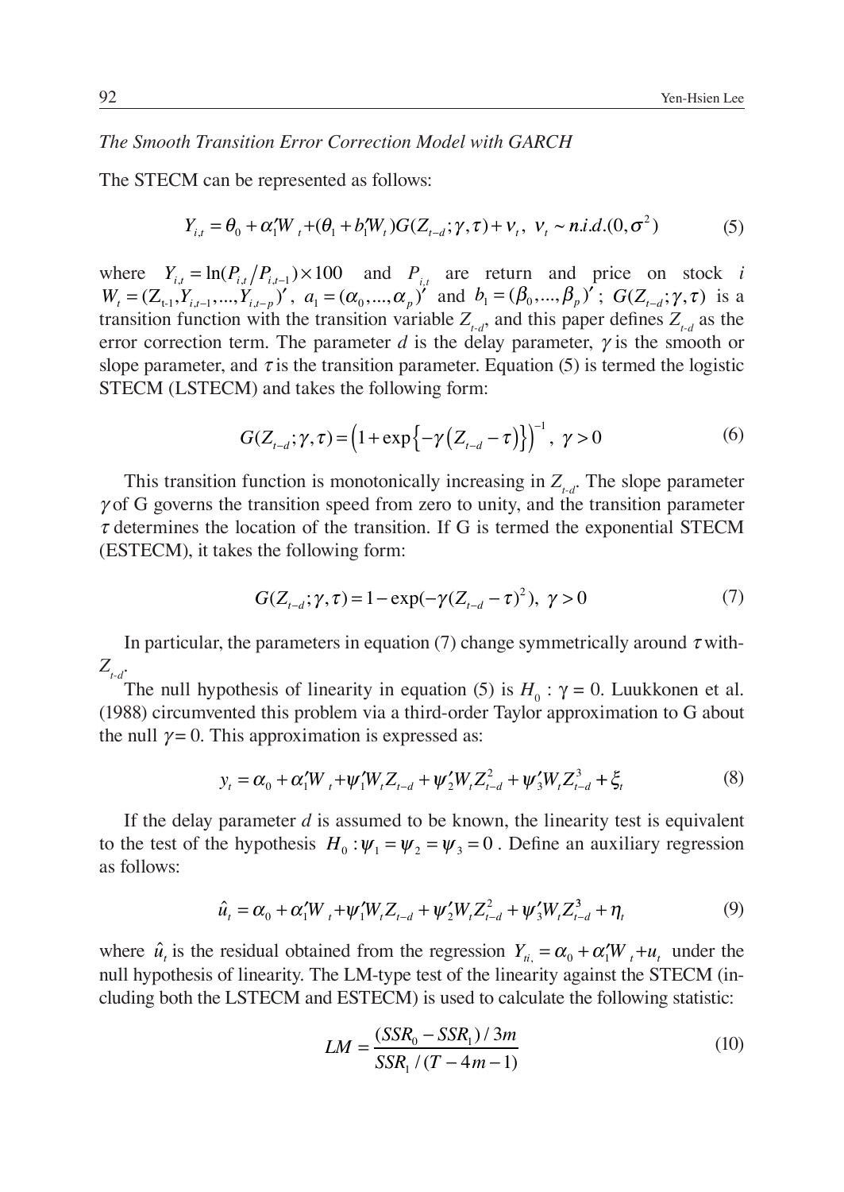*The Smooth Transition Error Correction Model with GARCH*

The STECM can be represented as follows:

$$Y_{i,t} = \theta_0 + \alpha_1' W_t + (\theta_1 + b_1' W_t) G(Z_{t-d}; \gamma, \tau) + v_t,\ v_t \sim n.i.d.(0, \sigma^2) \tag{5}$$

where $Y_{i,t} = \ln(P_{i,t}/P_{i,t-1}) \times 100$ and $P_{i,t}$ are return and price on stock $i$ $W_t = (Z_{t-1}, Y_{i,t-1}, ..., Y_{i,t-p})'$, $a_1 = (\alpha_0, ..., \alpha_p)'$ and $b_1 = (\beta_0, ..., \beta_p)'$; $G(Z_{t-d}; \gamma, \tau)$ is a transition function with the transition variable $Z_{t-d}$, and this paper defines $Z_{t-d}$ as the error correction term. The parameter $d$ is the delay parameter, $\gamma$ is the smooth or slope parameter, and $\tau$ is the transition parameter. Equation (5) is termed the logistic STECM (LSTECM) and takes the following form:

$$G(Z_{t-d}; \gamma, \tau) = \left(1 + \exp\left\{-\gamma\left(Z_{t-d} - \tau\right)\right\}\right)^{-1},\ \gamma > 0 \tag{6}$$

This transition function is monotonically increasing in $Z_{t-d}$. The slope parameter $\gamma$ of G governs the transition speed from zero to unity, and the transition parameter $\tau$ determines the location of the transition. If G is termed the exponential STECM (ESTECM), it takes the following form:

$$G(Z_{t-d}; \gamma, \tau) = 1 - \exp(-\gamma(Z_{t-d} - \tau)^2),\ \gamma > 0 \tag{7}$$

In particular, the parameters in equation (7) change symmetrically around $\tau$ with-$Z_{t-d}$.

The null hypothesis of linearity in equation (5) is $H_0 : \gamma = 0$. Luukkonen et al. (1988) circumvented this problem via a third-order Taylor approximation to G about the null $\gamma = 0$. This approximation is expressed as:

$$y_t = \alpha_0 + \alpha_1' W_t + \psi_1' W_t Z_{t-d} + \psi_2' W_t Z_{t-d}^2 + \psi_3' W_t Z_{t-d}^3 + \xi_t \tag{8}$$

If the delay parameter $d$ is assumed to be known, the linearity test is equivalent to the test of the hypothesis $H_0 : \psi_1 = \psi_2 = \psi_3 = 0$. Define an auxiliary regression as follows:

$$\hat{u}_t = \alpha_0 + \alpha_1' W_t + \psi_1' W_t Z_{t-d} + \psi_2' W_t Z_{t-d}^2 + \psi_3' W_t Z_{t-d}^3 + \eta_t \tag{9}$$

where $\hat{u}_t$ is the residual obtained from the regression $Y_{ti,} = \alpha_0 + \alpha_1' W_t + u_t$ under the null hypothesis of linearity. The LM-type test of the linearity against the STECM (including both the LSTECM and ESTECM) is used to calculate the following statistic:

$$LM = \frac{(SSR_0 - SSR_1)/3m}{SSR_1/(T - 4m - 1)} \tag{10}$$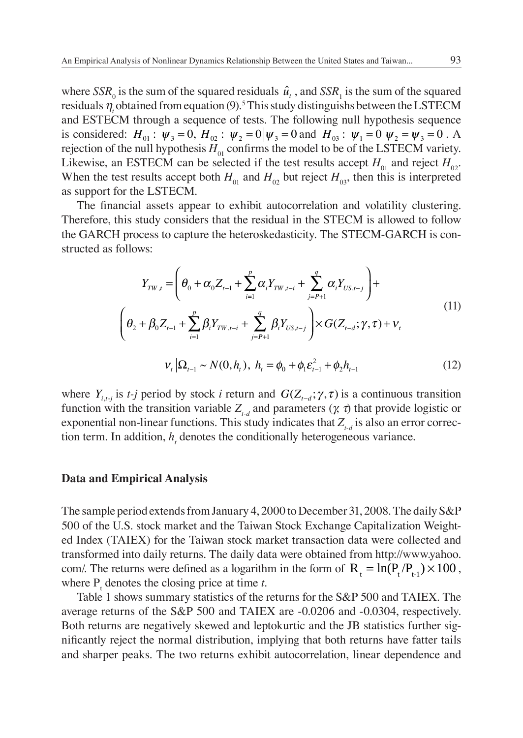where $SSR_0$ is the sum of the squared residuals $\hat{u}_t$, and $SSR_1$ is the sum of the squared residuals $\eta_t$ obtained from equation (9).[5] This study distinguishs between the LSTECM and ESTECM through a sequence of tests. The following null hypothesis sequence is considered: $H_{01}: \psi_3 = 0$, $H_{02}: \psi_2 = 0 | \psi_3 = 0$ and $H_{03}: \psi_1 = 0 | \psi_2 = \psi_3 = 0$. A rejection of the null hypothesis $H_{01}$ confirms the model to be of the LSTECM variety. Likewise, an ESTECM can be selected if the test results accept $H_{01}$ and reject $H_{02}$. When the test results accept both $H_{01}$ and $H_{02}$ but reject $H_{03}$, then this is interpreted as support for the LSTECM.

The financial assets appear to exhibit autocorrelation and volatility clustering. Therefore, this study considers that the residual in the STECM is allowed to follow the GARCH process to capture the heteroskedasticity. The STECM-GARCH is constructed as follows:

$$
\begin{aligned}
Y_{TW,t} = & \left( \theta_0 + \alpha_0 Z_{t-1} + \sum_{i=1}^{p} \alpha_i Y_{TW,t-i} + \sum_{j=P+1}^{q} \alpha_i Y_{US,t-j} \right) + \\
& \left( \theta_2 + \beta_0 Z_{t-1} + \sum_{i=1}^{p} \beta_i Y_{TW,t-i} + \sum_{j=P+1}^{q} \beta_i Y_{US,t-j} \right) \times G(Z_{t-d}; \gamma, \tau) + \nu_t
\end{aligned}
\tag{11}
$$

$$
\nu_t | \Omega_{t-1} \sim N(0, h_t), \; h_t = \phi_0 + \phi_1 \varepsilon_{t-1}^2 + \phi_2 h_{t-1} \tag{12}
$$

where $Y_{i,t-j}$ is *t-j* period by stock *i* return and $G(Z_{t-d}; \gamma, \tau)$ is a continuous transition function with the transition variable $Z_{t-d}$ and parameters ($\gamma$, $\tau$) that provide logistic or exponential non-linear functions. This study indicates that $Z_{t-d}$ is also an error correction term. In addition, $h_t$ denotes the conditionally heterogeneous variance.

## Data and Empirical Analysis

The sample period extends from January 4, 2000 to December 31, 2008. The daily S&P 500 of the U.S. stock market and the Taiwan Stock Exchange Capitalization Weighted Index (TAIEX) for the Taiwan stock market transaction data were collected and transformed into daily returns. The daily data were obtained from http://www.yahoo.com/. The returns were defined as a logarithm in the form of $R_t = \ln(P_t / P_{t-1}) \times 100$, where $P_t$ denotes the closing price at time *t*.

Table 1 shows summary statistics of the returns for the S&P 500 and TAIEX. The average returns of the S&P 500 and TAIEX are -0.0206 and -0.0304, respectively. Both returns are negatively skewed and leptokurtic and the JB statistics further significantly reject the normal distribution, implying that both returns have fatter tails and sharper peaks. The two returns exhibit autocorrelation, linear dependence and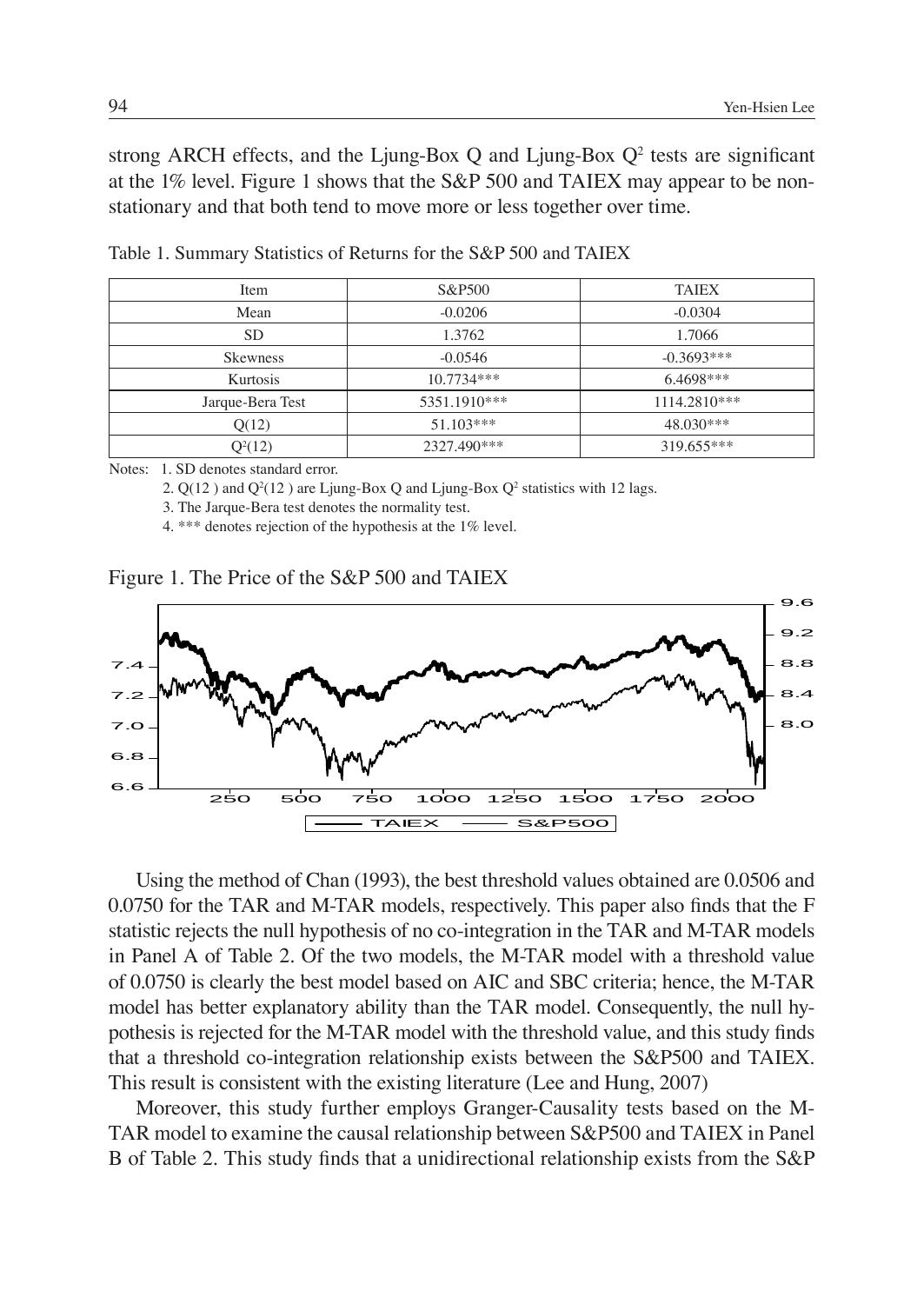strong ARCH effects, and the Ljung-Box Q and Ljung-Box $Q^2$ tests are significant at the 1% level. Figure 1 shows that the S&P 500 and TAIEX may appear to be non-stationary and that both tend to move more or less together over time.

Table 1. Summary Statistics of Returns for the S&P 500 and TAIEX

| Item | S&P500 | TAIEX |
|---|---|---|
| Mean | -0.0206 | -0.0304 |
| SD | 1.3762 | 1.7066 |
| Skewness | -0.0546 | -0.3693*** |
| Kurtosis | 10.7734*** | 6.4698*** |
| Jarque-Bera Test | 5351.1910*** | 1114.2810*** |
| Q(12) | 51.103*** | 48.030*** |
| $Q^2(12)$ | 2327.490*** | 319.655*** |

Notes: 1. SD denotes standard error.

2. Q(12 ) and $Q^2(12)$ are Ljung-Box Q and Ljung-Box $Q^2$ statistics with 12 lags.

3. The Jarque-Bera test denotes the normality test.

4. *** denotes rejection of the hypothesis at the 1% level.

Figure 1. The Price of the S&P 500 and TAIEX

Using the method of Chan (1993), the best threshold values obtained are 0.0506 and 0.0750 for the TAR and M-TAR models, respectively. This paper also finds that the F statistic rejects the null hypothesis of no co-integration in the TAR and M-TAR models in Panel A of Table 2. Of the two models, the M-TAR model with a threshold value of 0.0750 is clearly the best model based on AIC and SBC criteria; hence, the M-TAR model has better explanatory ability than the TAR model. Consequently, the null hypothesis is rejected for the M-TAR model with the threshold value, and this study finds that a threshold co-integration relationship exists between the S&P500 and TAIEX. This result is consistent with the existing literature (Lee and Hung, 2007)

Moreover, this study further employs Granger-Causality tests based on the M-TAR model to examine the causal relationship between S&P500 and TAIEX in Panel B of Table 2. This study finds that a unidirectional relationship exists from the S&P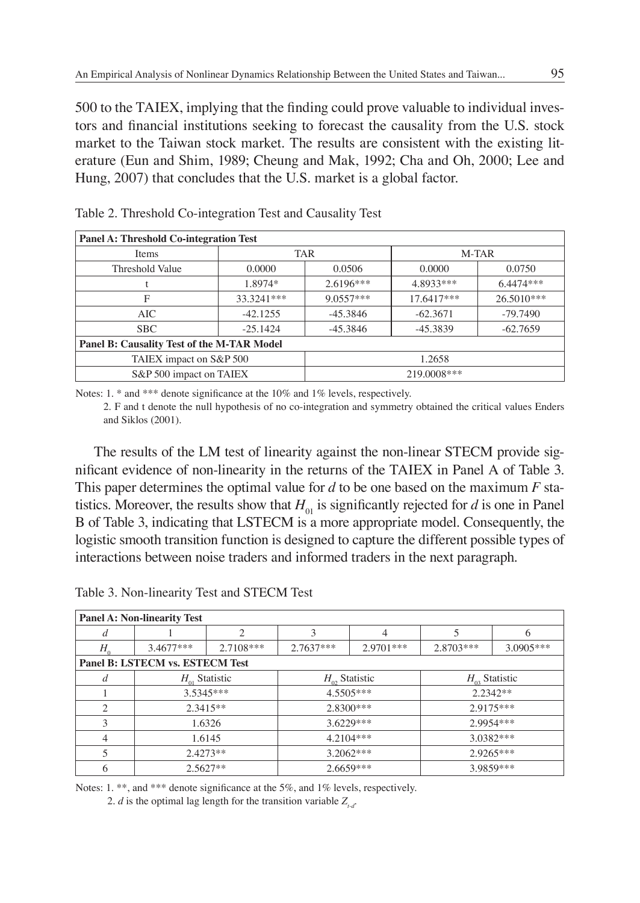500 to the TAIEX, implying that the finding could prove valuable to individual investors and financial institutions seeking to forecast the causality from the U.S. stock market to the Taiwan stock market. The results are consistent with the existing literature (Eun and Shim, 1989; Cheung and Mak, 1992; Cha and Oh, 2000; Lee and Hung, 2007) that concludes that the U.S. market is a global factor.

Table 2. Threshold Co-integration Test and Causality Test

| **Panel A: Threshold Co-integration Test** | | | | |
|---|---|---|---|---|
| Items | TAR | | M-TAR | |
| Threshold Value | 0.0000 | 0.0506 | 0.0000 | 0.0750 |
| t | 1.8974* | 2.6196*** | 4.8933*** | 6.4474*** |
| F | 33.3241*** | 9.0557*** | 17.6417*** | 26.5010*** |
| AIC | -42.1255 | -45.3846 | -62.3671 | -79.7490 |
| SBC | -25.1424 | -45.3846 | -45.3839 | -62.7659 |
| **Panel B: Causality Test of the M-TAR Model** | | | | |
| TAIEX impact on S&P 500 | 1.2658 | | | |
| S&P 500 impact on TAIEX | 219.0008*** | | | |

Notes: 1. * and *** denote significance at the 10% and 1% levels, respectively.

2. F and t denote the null hypothesis of no co-integration and symmetry obtained the critical values Enders and Siklos (2001).

The results of the LM test of linearity against the non-linear STECM provide significant evidence of non-linearity in the returns of the TAIEX in Panel A of Table 3. This paper determines the optimal value for *d* to be one based on the maximum *F* statistics. Moreover, the results show that $H_{01}$ is significantly rejected for *d* is one in Panel B of Table 3, indicating that LSTECM is a more appropriate model. Consequently, the logistic smooth transition function is designed to capture the different possible types of interactions between noise traders and informed traders in the next paragraph.

Table 3. Non-linearity Test and STECM Test

| **Panel A: Non-linearity Test** | | | | | | |
|---|---|---|---|---|---|---|
| $d$ | 1 | 2 | 3 | 4 | 5 | 6 |
| $H_0$ | 3.4677*** | 2.7108*** | 2.7637*** | 2.9701*** | 2.8703*** | 3.0905*** |
| **Panel B: LSTECM vs. ESTECM Test** | | | | | | |
| $d$ | $H_{01}$ Statistic | | $H_{02}$ Statistic | | $H_{03}$ Statistic | |
| 1 | 3.5345*** | | 4.5505*** | | 2.2342** | |
| 2 | 2.3415** | | 2.8300*** | | 2.9175*** | |
| 3 | 1.6326 | | 3.6229*** | | 2.9954*** | |
| 4 | 1.6145 | | 4.2104*** | | 3.0382*** | |
| 5 | 2.4273** | | 3.2062*** | | 2.9265*** | |
| 6 | 2.5627** | | 2.6659*** | | 3.9859*** | |

Notes: 1. **, and *** denote significance at the 5%, and 1% levels, respectively.

2. *d* is the optimal lag length for the transition variable $Z_{t-d}$.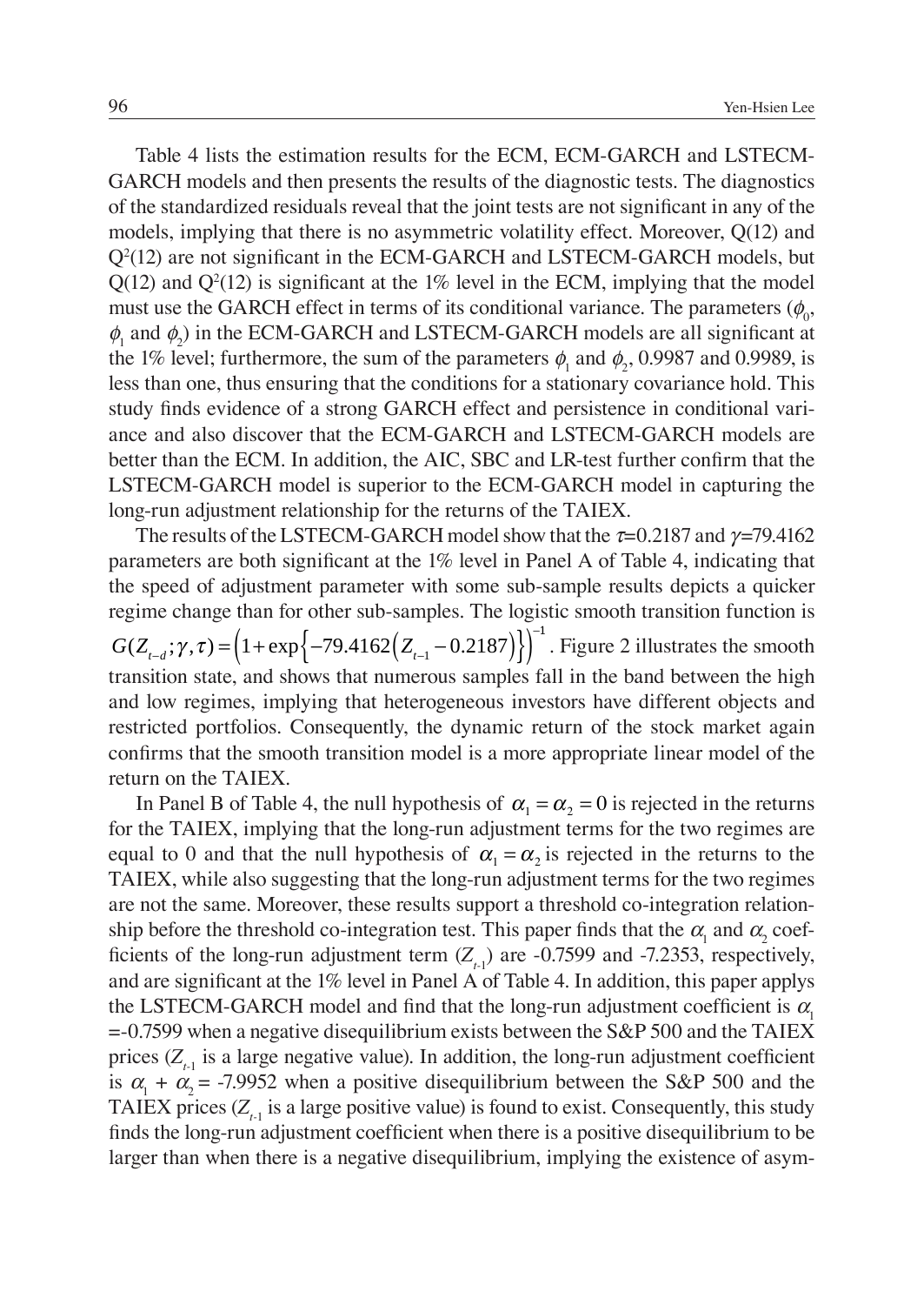Table 4 lists the estimation results for the ECM, ECM-GARCH and LSTECM-GARCH models and then presents the results of the diagnostic tests. The diagnostics of the standardized residuals reveal that the joint tests are not significant in any of the models, implying that there is no asymmetric volatility effect. Moreover, Q(12) and $Q^2(12)$ are not significant in the ECM-GARCH and LSTECM-GARCH models, but Q(12) and $Q^2(12)$ is significant at the 1% level in the ECM, implying that the model must use the GARCH effect in terms of its conditional variance. The parameters ($\phi_0$, $\phi_1$ and $\phi_2$) in the ECM-GARCH and LSTECM-GARCH models are all significant at the 1% level; furthermore, the sum of the parameters $\phi_1$ and $\phi_2$, 0.9987 and 0.9989, is less than one, thus ensuring that the conditions for a stationary covariance hold. This study finds evidence of a strong GARCH effect and persistence in conditional variance and also discover that the ECM-GARCH and LSTECM-GARCH models are better than the ECM. In addition, the AIC, SBC and LR-test further confirm that the LSTECM-GARCH model is superior to the ECM-GARCH model in capturing the long-run adjustment relationship for the returns of the TAIEX.

The results of the LSTECM-GARCH model show that the $\tau$=0.2187 and $\gamma$=79.4162 parameters are both significant at the 1% level in Panel A of Table 4, indicating that the speed of adjustment parameter with some sub-sample results depicts a quicker regime change than for other sub-samples. The logistic smooth transition function is $G(Z_{t-d};\gamma,\tau)=\left(1+\exp\left\{-79.4162\left(Z_{t-1}-0.2187\right)\right\}\right)^{-1}$. Figure 2 illustrates the smooth transition state, and shows that numerous samples fall in the band between the high and low regimes, implying that heterogeneous investors have different objects and restricted portfolios. Consequently, the dynamic return of the stock market again confirms that the smooth transition model is a more appropriate linear model of the return on the TAIEX.

In Panel B of Table 4, the null hypothesis of $\alpha_1=\alpha_2=0$ is rejected in the returns for the TAIEX, implying that the long-run adjustment terms for the two regimes are equal to 0 and that the null hypothesis of $\alpha_1=\alpha_2$ is rejected in the returns to the TAIEX, while also suggesting that the long-run adjustment terms for the two regimes are not the same. Moreover, these results support a threshold co-integration relationship before the threshold co-integration test. This paper finds that the $\alpha_1$ and $\alpha_2$ coefficients of the long-run adjustment term ($Z_{t-1}$) are -0.7599 and -7.2353, respectively, and are significant at the 1% level in Panel A of Table 4. In addition, this paper applys the LSTECM-GARCH model and find that the long-run adjustment coefficient is $\alpha_1$ =-0.7599 when a negative disequilibrium exists between the S&P 500 and the TAIEX prices ($Z_{t-1}$ is a large negative value). In addition, the long-run adjustment coefficient is $\alpha_1$ + $\alpha_2$= -7.9952 when a positive disequilibrium between the S&P 500 and the TAIEX prices ($Z_{t-1}$ is a large positive value) is found to exist. Consequently, this study finds the long-run adjustment coefficient when there is a positive disequilibrium to be larger than when there is a negative disequilibrium, implying the existence of asym-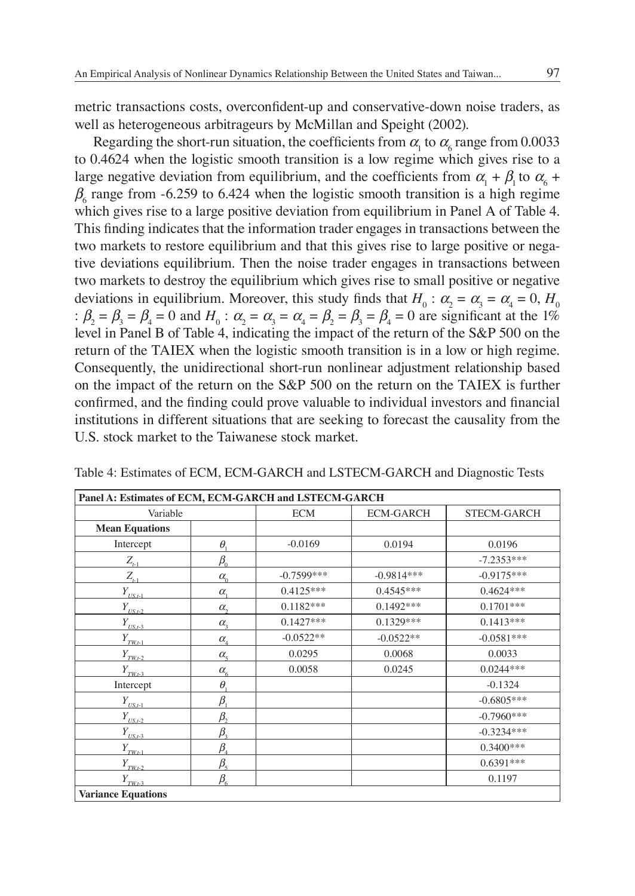metric transactions costs, overconfident-up and conservative-down noise traders, as well as heterogeneous arbitrageurs by McMillan and Speight (2002).

Regarding the short-run situation, the coefficients from $\alpha_1$ to $\alpha_6$ range from 0.0033 to 0.4624 when the logistic smooth transition is a low regime which gives rise to a large negative deviation from equilibrium, and the coefficients from $\alpha_1 + \beta_1$ to $\alpha_6 + \beta_6$ range from -6.259 to 6.424 when the logistic smooth transition is a high regime which gives rise to a large positive deviation from equilibrium in Panel A of Table 4. This finding indicates that the information trader engages in transactions between the two markets to restore equilibrium and that this gives rise to large positive or negative deviations equilibrium. Then the noise trader engages in transactions between two markets to destroy the equilibrium which gives rise to small positive or negative deviations in equilibrium. Moreover, this study finds that $H_0 : \alpha_2 = \alpha_3 = \alpha_4 = 0$, $H_0 : \beta_2 = \beta_3 = \beta_4 = 0$ and $H_0 : \alpha_2 = \alpha_3 = \alpha_4 = \beta_2 = \beta_3 = \beta_4 = 0$ are significant at the 1% level in Panel B of Table 4, indicating the impact of the return of the S&P 500 on the return of the TAIEX when the logistic smooth transition is in a low or high regime. Consequently, the unidirectional short-run nonlinear adjustment relationship based on the impact of the return on the S&P 500 on the return on the TAIEX is further confirmed, and the finding could prove valuable to individual investors and financial institutions in different situations that are seeking to forecast the causality from the U.S. stock market to the Taiwanese stock market.

Table 4: Estimates of ECM, ECM-GARCH and LSTECM-GARCH and Diagnostic Tests

| **Panel A: Estimates of ECM, ECM-GARCH and LSTECM-GARCH** | | | | |
|---|---|---|---|---|
| Variable | | ECM | ECM-GARCH | STECM-GARCH |
| **Mean Equations** | | | | |
| Intercept | $\theta_1$ | -0.0169 | 0.0194 | 0.0196 |
| $Z_{t-1}$ | $\beta_0$ | | | -7.2353*** |
| $Z_{t-1}$ | $\alpha_0$ | -0.7599*** | -0.9814*** | -0.9175*** |
| $Y_{US,t-1}$ | $\alpha_1$ | 0.4125*** | 0.4545*** | 0.4624*** |
| $Y_{US,t-2}$ | $\alpha_2$ | 0.1182*** | 0.1492*** | 0.1701*** |
| $Y_{US,t-3}$ | $\alpha_3$ | 0.1427*** | 0.1329*** | 0.1413*** |
| $Y_{TW,t-1}$ | $\alpha_4$ | -0.0522** | -0.0522** | -0.0581*** |
| $Y_{TW,t-2}$ | $\alpha_5$ | 0.0295 | 0.0068 | 0.0033 |
| $Y_{TW,t-3}$ | $\alpha_6$ | 0.0058 | 0.0245 | 0.0244*** |
| Intercept | $\theta_1$ | | | -0.1324 |
| $Y_{US,t-1}$ | $\beta_1$ | | | -0.6805*** |
| $Y_{US,t-2}$ | $\beta_2$ | | | -0.7960*** |
| $Y_{US,t-3}$ | $\beta_3$ | | | -0.3234*** |
| $Y_{TW,t-1}$ | $\beta_4$ | | | 0.3400*** |
| $Y_{TW,t-2}$ | $\beta_5$ | | | 0.6391*** |
| $Y_{TW,t-3}$ | $\beta_6$ | | | 0.1197 |
| **Variance Equations** | | | | |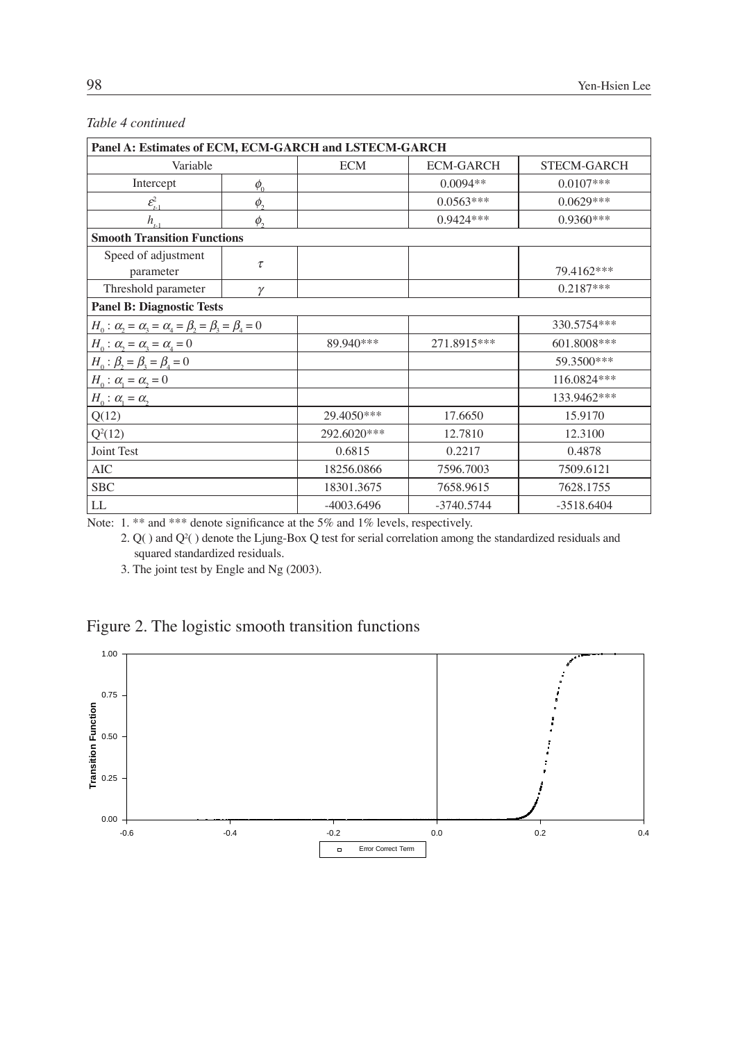*Table 4 continued*

| Panel A: Estimates of ECM, ECM-GARCH and LSTECM-GARCH | | | | |
|---|---|---|---|---|
| Variable | | ECM | ECM-GARCH | STECM-GARCH |
| Intercept | $\phi_0$ | | 0.0094** | 0.0107*** |
| $\varepsilon^2_{t-1}$ | $\phi_2$ | | 0.0563*** | 0.0629*** |
| $h_{t-1}$ | $\phi_2$ | | 0.9424*** | 0.9360*** |
| **Smooth Transition Functions** | | | | |
| Speed of adjustment parameter | $\tau$ | | | 79.4162*** |
| Threshold parameter | $\gamma$ | | | 0.2187*** |
| **Panel B: Diagnostic Tests** | | | | |
| $H_0 : \alpha_2 = \alpha_3 = \alpha_4 = \beta_2 = \beta_3 = \beta_4 = 0$ | | | | 330.5754*** |
| $H_0 : \alpha_2 = \alpha_3 = \alpha_4 = 0$ | | 89.940*** | 271.8915*** | 601.8008*** |
| $H_0 : \beta_2 = \beta_3 = \beta_4 = 0$ | | | | 59.3500*** |
| $H_0 : \alpha_1 = \alpha_2 = 0$ | | | | 116.0824*** |
| $H_0 : \alpha_1 = \alpha_2$ | | | | 133.9462*** |
| Q(12) | | 29.4050*** | 17.6650 | 15.9170 |
| $Q^2(12)$ | | 292.6020*** | 12.7810 | 12.3100 |
| Joint Test | | 0.6815 | 0.2217 | 0.4878 |
| AIC | | 18256.0866 | 7596.7003 | 7509.6121 |
| SBC | | 18301.3675 | 7658.9615 | 7628.1755 |
| LL | | -4003.6496 | -3740.5744 | -3518.6404 |

Note: 1. ** and *** denote significance at the 5% and 1% levels, respectively.

2. Q( ) and $Q^2$( ) denote the Ljung-Box Q test for serial correlation among the standardized residuals and squared standardized residuals.

3. The joint test by Engle and Ng (2003).

Figure 2. The logistic smooth transition functions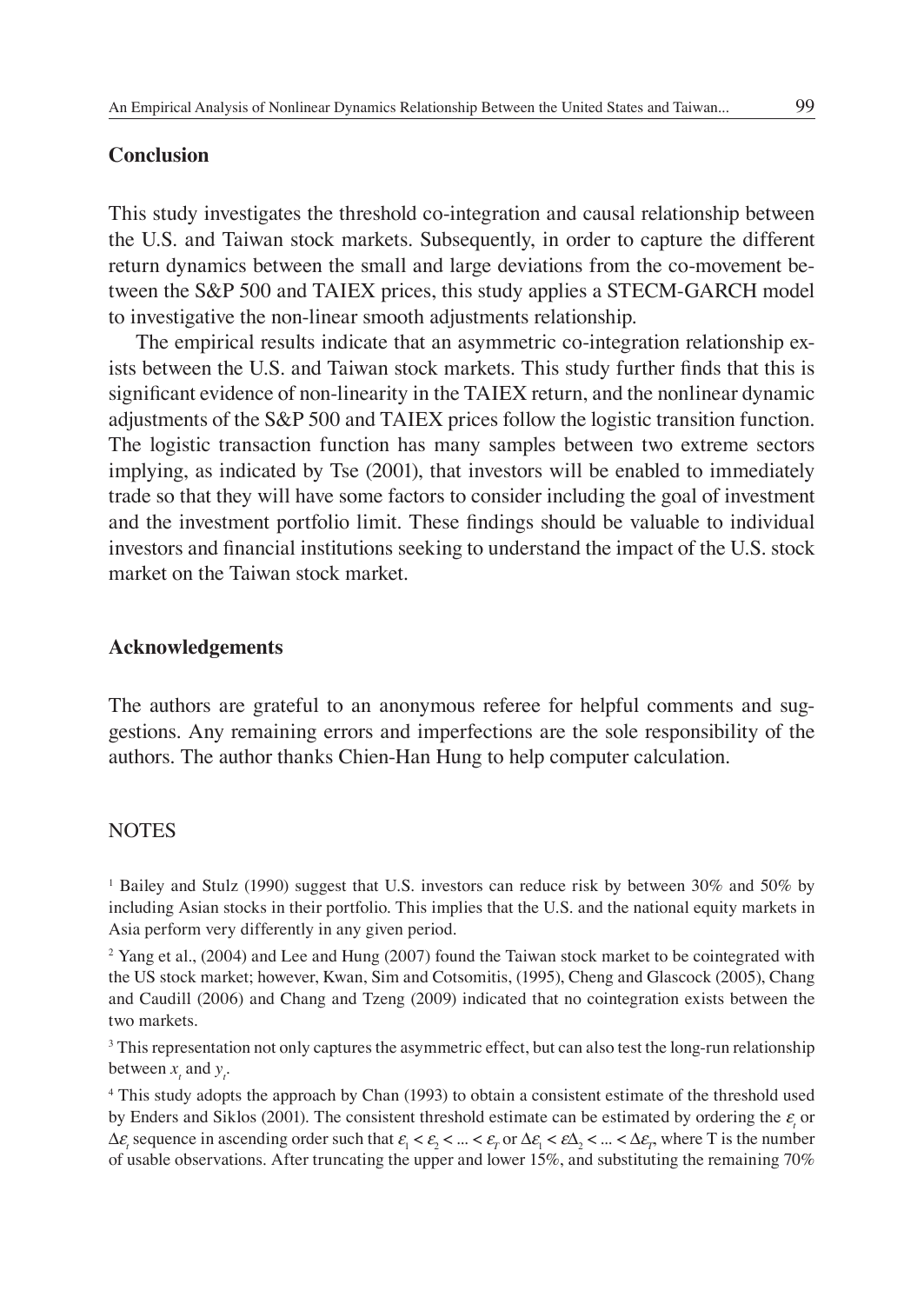## Conclusion

This study investigates the threshold co-integration and causal relationship between the U.S. and Taiwan stock markets. Subsequently, in order to capture the different return dynamics between the small and large deviations from the co-movement between the S&P 500 and TAIEX prices, this study applies a STECM-GARCH model to investigative the non-linear smooth adjustments relationship.

The empirical results indicate that an asymmetric co-integration relationship exists between the U.S. and Taiwan stock markets. This study further finds that this is significant evidence of non-linearity in the TAIEX return, and the nonlinear dynamic adjustments of the S&P 500 and TAIEX prices follow the logistic transition function. The logistic transaction function has many samples between two extreme sectors implying, as indicated by Tse (2001), that investors will be enabled to immediately trade so that they will have some factors to consider including the goal of investment and the investment portfolio limit. These findings should be valuable to individual investors and financial institutions seeking to understand the impact of the U.S. stock market on the Taiwan stock market.

## Acknowledgements

The authors are grateful to an anonymous referee for helpful comments and suggestions. Any remaining errors and imperfections are the sole responsibility of the authors. The author thanks Chien-Han Hung to help computer calculation.

## NOTES

[1] Bailey and Stulz (1990) suggest that U.S. investors can reduce risk by between 30% and 50% by including Asian stocks in their portfolio. This implies that the U.S. and the national equity markets in Asia perform very differently in any given period.

[2] Yang et al., (2004) and Lee and Hung (2007) found the Taiwan stock market to be cointegrated with the US stock market; however, Kwan, Sim and Cotsomitis, (1995), Cheng and Glascock (2005), Chang and Caudill (2006) and Chang and Tzeng (2009) indicated that no cointegration exists between the two markets.

[3] This representation not only captures the asymmetric effect, but can also test the long-run relationship between $x_t$ and $y_t$.

[4] This study adopts the approach by Chan (1993) to obtain a consistent estimate of the threshold used by Enders and Siklos (2001). The consistent threshold estimate can be estimated by ordering the $\varepsilon_t$ or $\Delta\varepsilon_t$ sequence in ascending order such that $\varepsilon_1 < \varepsilon_2 < ... < \varepsilon_T$ or $\Delta\varepsilon_1 < \varepsilon\Delta_2 < ... < \Delta\varepsilon_T$, where T is the number of usable observations. After truncating the upper and lower 15%, and substituting the remaining 70%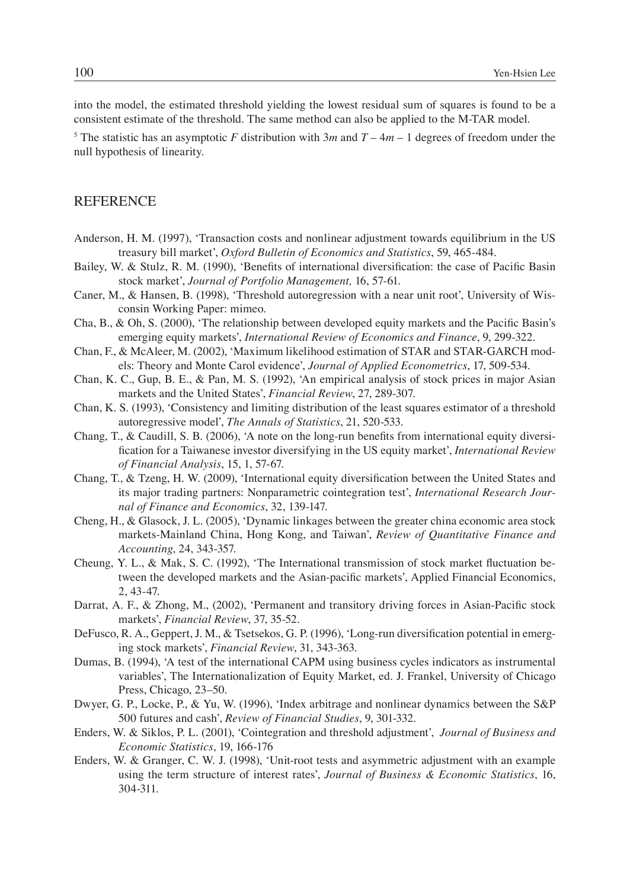into the model, the estimated threshold yielding the lowest residual sum of squares is found to be a consistent estimate of the threshold. The same method can also be applied to the M-TAR model.

[5] The statistic has an asymptotic *F* distribution with $3m$ and $T - 4m - 1$ degrees of freedom under the null hypothesis of linearity.

## REFERENCE

Anderson, H. M. (1997), 'Transaction costs and nonlinear adjustment towards equilibrium in the US treasury bill market', *Oxford Bulletin of Economics and Statistics*, 59, 465-484.

Bailey, W. & Stulz, R. M. (1990), 'Benefits of international diversification: the case of Pacific Basin stock market', *Journal of Portfolio Management,* 16, 57-61.

Caner, M., & Hansen, B. (1998), 'Threshold autoregression with a near unit root', University of Wisconsin Working Paper: mimeo.

Cha, B., & Oh, S. (2000), 'The relationship between developed equity markets and the Pacific Basin's emerging equity markets', *International Review of Economics and Finance*, 9, 299-322.

Chan, F., & McAleer, M. (2002), 'Maximum likelihood estimation of STAR and STAR-GARCH models: Theory and Monte Carol evidence', *Journal of Applied Econometrics*, 17, 509-534.

Chan, K. C., Gup, B. E., & Pan, M. S. (1992), 'An empirical analysis of stock prices in major Asian markets and the United States', *Financial Review*, 27, 289-307.

Chan, K. S. (1993), 'Consistency and limiting distribution of the least squares estimator of a threshold autoregressive model', *The Annals of Statistics*, 21, 520-533.

Chang, T., & Caudill, S. B. (2006), 'A note on the long-run benefits from international equity diversification for a Taiwanese investor diversifying in the US equity market', *International Review of Financial Analysis*, 15, 1, 57-67.

Chang, T., & Tzeng, H. W. (2009), 'International equity diversification between the United States and its major trading partners: Nonparametric cointegration test', *International Research Journal of Finance and Economics*, 32, 139-147.

Cheng, H., & Glasock, J. L. (2005), 'Dynamic linkages between the greater china economic area stock markets-Mainland China, Hong Kong, and Taiwan', *Review of Quantitative Finance and Accounting*, 24, 343-357.

Cheung, Y. L., & Mak, S. C. (1992), 'The International transmission of stock market fluctuation between the developed markets and the Asian-pacific markets', Applied Financial Economics, 2, 43-47.

Darrat, A. F., & Zhong, M., (2002), 'Permanent and transitory driving forces in Asian-Pacific stock markets', *Financial Review*, 37, 35-52.

DeFusco, R. A., Geppert, J. M., & Tsetsekos, G. P. (1996), 'Long-run diversification potential in emerging stock markets', *Financial Review*, 31, 343-363.

Dumas, B. (1994), 'A test of the international CAPM using business cycles indicators as instrumental variables', The Internationalization of Equity Market, ed. J. Frankel, University of Chicago Press, Chicago, 23–50.

Dwyer, G. P., Locke, P., & Yu, W. (1996), 'Index arbitrage and nonlinear dynamics between the S&P 500 futures and cash', *Review of Financial Studies*, 9, 301-332.

Enders, W. & Siklos, P. L. (2001), 'Cointegration and threshold adjustment', *Journal of Business and Economic Statistics*, 19, 166-176

Enders, W. & Granger, C. W. J. (1998), 'Unit-root tests and asymmetric adjustment with an example using the term structure of interest rates', *Journal of Business & Economic Statistics*, 16, 304-311.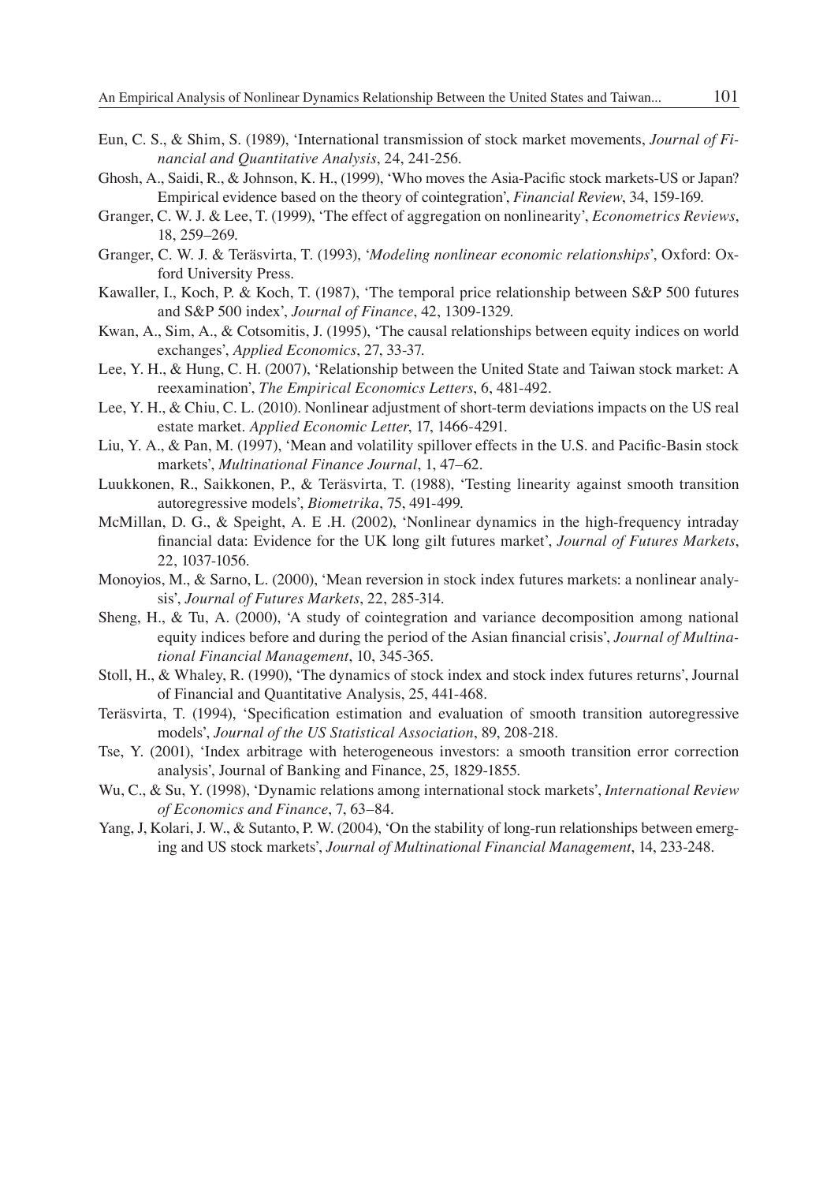Eun, C. S., & Shim, S. (1989), 'International transmission of stock market movements, *Journal of Financial and Quantitative Analysis*, 24, 241-256.

Ghosh, A., Saidi, R., & Johnson, K. H., (1999), 'Who moves the Asia-Pacific stock markets-US or Japan? Empirical evidence based on the theory of cointegration', *Financial Review*, 34, 159-169.

Granger, C. W. J. & Lee, T. (1999), 'The effect of aggregation on nonlinearity', *Econometrics Reviews*, 18, 259–269.

Granger, C. W. J. & Teräsvirta, T. (1993), '*Modeling nonlinear economic relationships*', Oxford: Oxford University Press.

Kawaller, I., Koch, P. & Koch, T. (1987), 'The temporal price relationship between S&P 500 futures and S&P 500 index', *Journal of Finance*, 42, 1309-1329.

Kwan, A., Sim, A., & Cotsomitis, J. (1995), 'The causal relationships between equity indices on world exchanges', *Applied Economics*, 27, 33-37.

Lee, Y. H., & Hung, C. H. (2007), 'Relationship between the United State and Taiwan stock market: A reexamination', *The Empirical Economics Letters*, 6, 481-492.

Lee, Y. H., & Chiu, C. L. (2010). Nonlinear adjustment of short-term deviations impacts on the US real estate market. *Applied Economic Letter*, 17, 1466-4291.

Liu, Y. A., & Pan, M. (1997), 'Mean and volatility spillover effects in the U.S. and Pacific-Basin stock markets', *Multinational Finance Journal*, 1, 47–62.

Luukkonen, R., Saikkonen, P., & Teräsvirta, T. (1988), 'Testing linearity against smooth transition autoregressive models', *Biometrika*, 75, 491-499.

McMillan, D. G., & Speight, A. E .H. (2002), 'Nonlinear dynamics in the high-frequency intraday financial data: Evidence for the UK long gilt futures market', *Journal of Futures Markets*, 22, 1037-1056.

Monoyios, M., & Sarno, L. (2000), 'Mean reversion in stock index futures markets: a nonlinear analysis', *Journal of Futures Markets*, 22, 285-314.

Sheng, H., & Tu, A. (2000), 'A study of cointegration and variance decomposition among national equity indices before and during the period of the Asian financial crisis', *Journal of Multinational Financial Management*, 10, 345-365.

Stoll, H., & Whaley, R. (1990), 'The dynamics of stock index and stock index futures returns', Journal of Financial and Quantitative Analysis, 25, 441-468.

Teräsvirta, T. (1994), 'Specification estimation and evaluation of smooth transition autoregressive models', *Journal of the US Statistical Association*, 89, 208-218.

Tse, Y. (2001), 'Index arbitrage with heterogeneous investors: a smooth transition error correction analysis', Journal of Banking and Finance, 25, 1829-1855.

Wu, C., & Su, Y. (1998), 'Dynamic relations among international stock markets', *International Review of Economics and Finance*, 7, 63–84.

Yang, J, Kolari, J. W., & Sutanto, P. W. (2004), 'On the stability of long-run relationships between emerging and US stock markets', *Journal of Multinational Financial Management*, 14, 233-248.